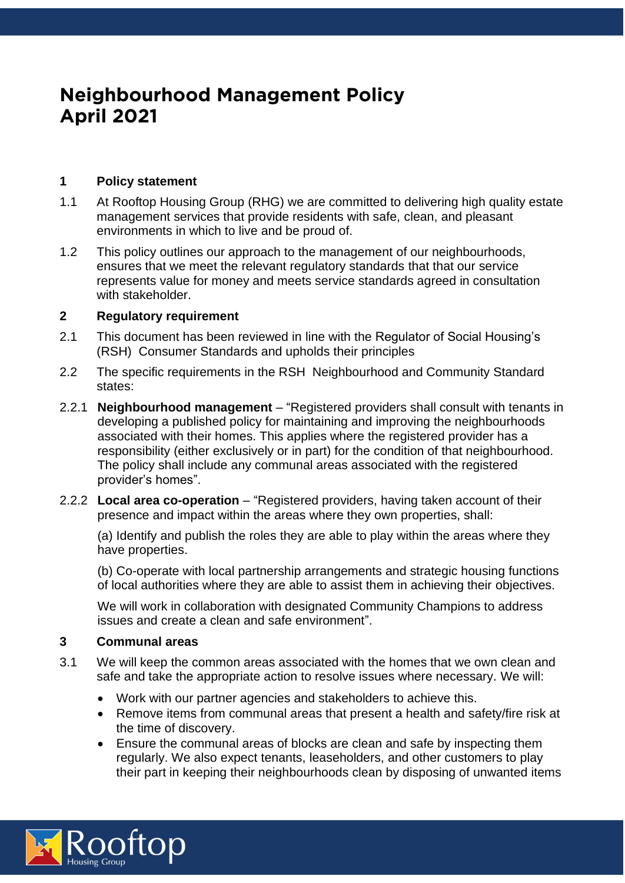# Neighbourhood Management Policy
# April 2021

## 1 Policy statement

1.1 At Rooftop Housing Group (RHG) we are committed to delivering high quality estate management services that provide residents with safe, clean, and pleasant environments in which to live and be proud of.

1.2 This policy outlines our approach to the management of our neighbourhoods, ensures that we meet the relevant regulatory standards that that our service represents value for money and meets service standards agreed in consultation with stakeholder.

## 2 Regulatory requirement

2.1 This document has been reviewed in line with the Regulator of Social Housing's (RSH) Consumer Standards and upholds their principles

2.2 The specific requirements in the RSH Neighbourhood and Community Standard states:

2.2.1 **Neighbourhood management** – "Registered providers shall consult with tenants in developing a published policy for maintaining and improving the neighbourhoods associated with their homes. This applies where the registered provider has a responsibility (either exclusively or in part) for the condition of that neighbourhood. The policy shall include any communal areas associated with the registered provider's homes".

2.2.2 **Local area co-operation** – "Registered providers, having taken account of their presence and impact within the areas where they own properties, shall:

(a) Identify and publish the roles they are able to play within the areas where they have properties.

(b) Co-operate with local partnership arrangements and strategic housing functions of local authorities where they are able to assist them in achieving their objectives.

We will work in collaboration with designated Community Champions to address issues and create a clean and safe environment".

## 3 Communal areas

3.1 We will keep the common areas associated with the homes that we own clean and safe and take the appropriate action to resolve issues where necessary. We will:

- Work with our partner agencies and stakeholders to achieve this.
- Remove items from communal areas that present a health and safety/fire risk at the time of discovery.
- Ensure the communal areas of blocks are clean and safe by inspecting them regularly. We also expect tenants, leaseholders, and other customers to play their part in keeping their neighbourhoods clean by disposing of unwanted items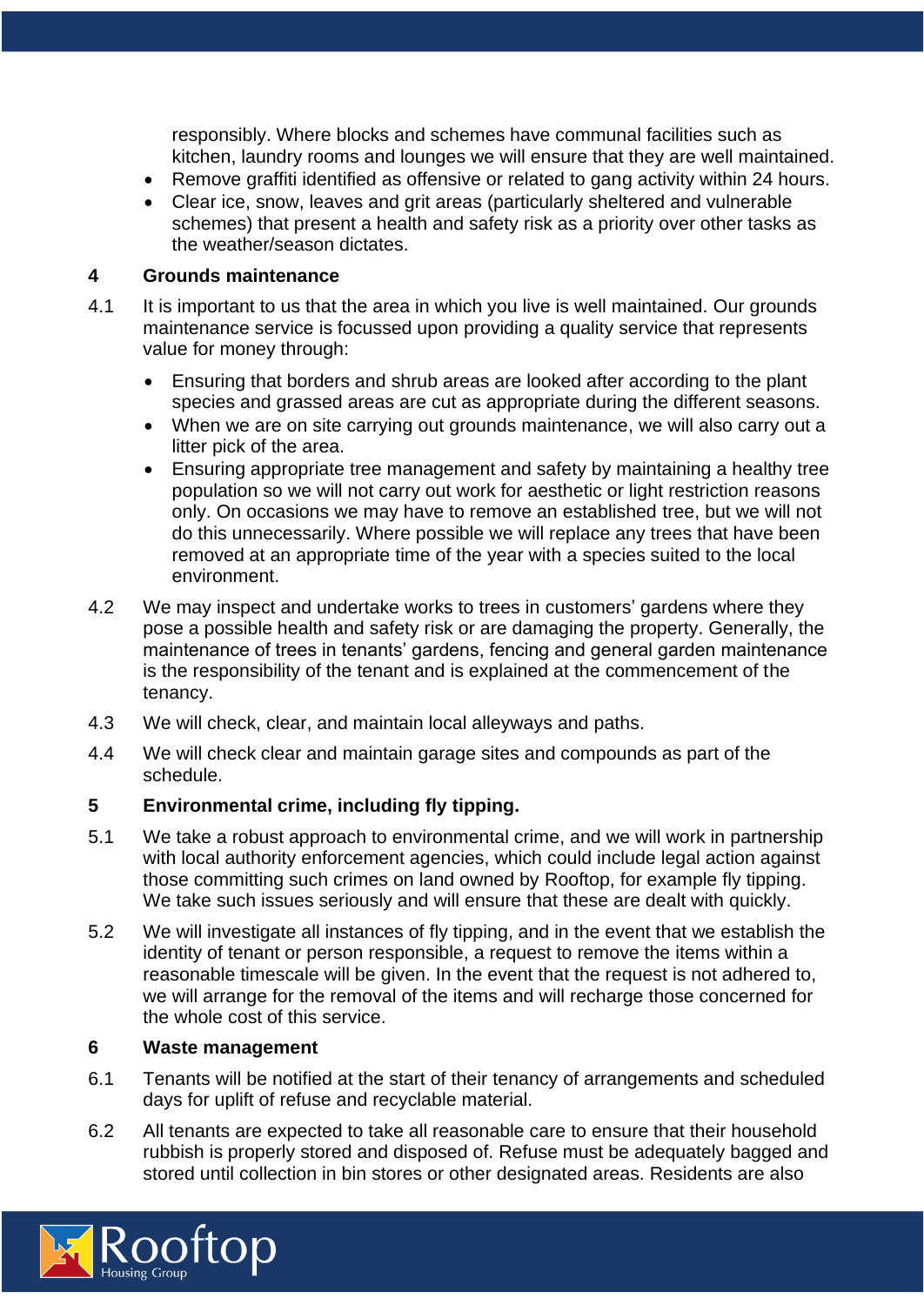responsibly. Where blocks and schemes have communal facilities such as kitchen, laundry rooms and lounges we will ensure that they are well maintained.

- Remove graffiti identified as offensive or related to gang activity within 24 hours.
- Clear ice, snow, leaves and grit areas (particularly sheltered and vulnerable schemes) that present a health and safety risk as a priority over other tasks as the weather/season dictates.

## 4 Grounds maintenance

4.1 It is important to us that the area in which you live is well maintained. Our grounds maintenance service is focussed upon providing a quality service that represents value for money through:

- Ensuring that borders and shrub areas are looked after according to the plant species and grassed areas are cut as appropriate during the different seasons.
- When we are on site carrying out grounds maintenance, we will also carry out a litter pick of the area.
- Ensuring appropriate tree management and safety by maintaining a healthy tree population so we will not carry out work for aesthetic or light restriction reasons only. On occasions we may have to remove an established tree, but we will not do this unnecessarily. Where possible we will replace any trees that have been removed at an appropriate time of the year with a species suited to the local environment.

4.2 We may inspect and undertake works to trees in customers' gardens where they pose a possible health and safety risk or are damaging the property. Generally, the maintenance of trees in tenants' gardens, fencing and general garden maintenance is the responsibility of the tenant and is explained at the commencement of the tenancy.

4.3 We will check, clear, and maintain local alleyways and paths.

4.4 We will check clear and maintain garage sites and compounds as part of the schedule.

## 5 Environmental crime, including fly tipping.

5.1 We take a robust approach to environmental crime, and we will work in partnership with local authority enforcement agencies, which could include legal action against those committing such crimes on land owned by Rooftop, for example fly tipping. We take such issues seriously and will ensure that these are dealt with quickly.

5.2 We will investigate all instances of fly tipping, and in the event that we establish the identity of tenant or person responsible, a request to remove the items within a reasonable timescale will be given. In the event that the request is not adhered to, we will arrange for the removal of the items and will recharge those concerned for the whole cost of this service.

## 6 Waste management

6.1 Tenants will be notified at the start of their tenancy of arrangements and scheduled days for uplift of refuse and recyclable material.

6.2 All tenants are expected to take all reasonable care to ensure that their household rubbish is properly stored and disposed of. Refuse must be adequately bagged and stored until collection in bin stores or other designated areas. Residents are also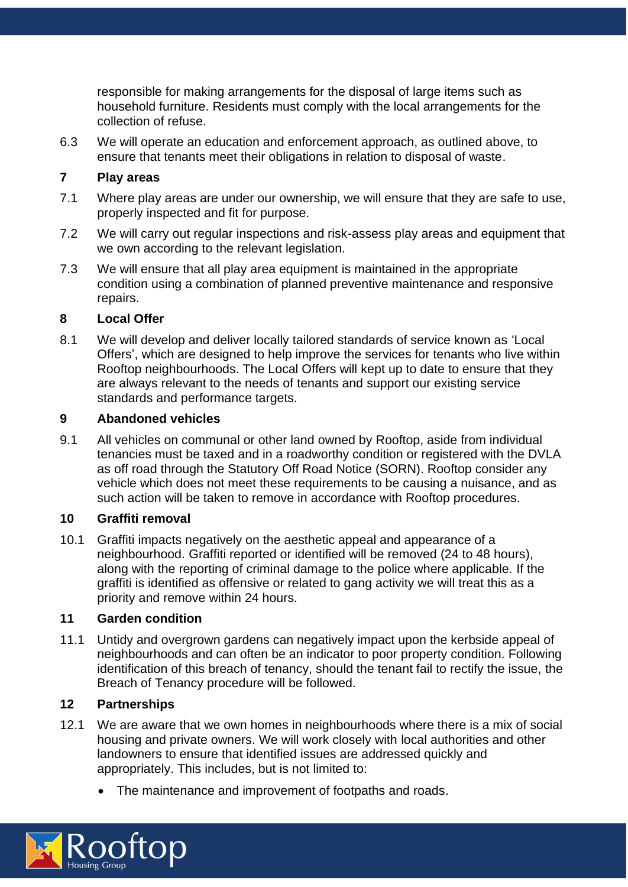responsible for making arrangements for the disposal of large items such as household furniture. Residents must comply with the local arrangements for the collection of refuse.

6.3 We will operate an education and enforcement approach, as outlined above, to ensure that tenants meet their obligations in relation to disposal of waste.

## 7 Play areas

7.1 Where play areas are under our ownership, we will ensure that they are safe to use, properly inspected and fit for purpose.

7.2 We will carry out regular inspections and risk-assess play areas and equipment that we own according to the relevant legislation.

7.3 We will ensure that all play area equipment is maintained in the appropriate condition using a combination of planned preventive maintenance and responsive repairs.

## 8 Local Offer

8.1 We will develop and deliver locally tailored standards of service known as 'Local Offers', which are designed to help improve the services for tenants who live within Rooftop neighbourhoods. The Local Offers will kept up to date to ensure that they are always relevant to the needs of tenants and support our existing service standards and performance targets.

## 9 Abandoned vehicles

9.1 All vehicles on communal or other land owned by Rooftop, aside from individual tenancies must be taxed and in a roadworthy condition or registered with the DVLA as off road through the Statutory Off Road Notice (SORN). Rooftop consider any vehicle which does not meet these requirements to be causing a nuisance, and as such action will be taken to remove in accordance with Rooftop procedures.

## 10 Graffiti removal

10.1 Graffiti impacts negatively on the aesthetic appeal and appearance of a neighbourhood. Graffiti reported or identified will be removed (24 to 48 hours), along with the reporting of criminal damage to the police where applicable. If the graffiti is identified as offensive or related to gang activity we will treat this as a priority and remove within 24 hours.

## 11 Garden condition

11.1 Untidy and overgrown gardens can negatively impact upon the kerbside appeal of neighbourhoods and can often be an indicator to poor property condition. Following identification of this breach of tenancy, should the tenant fail to rectify the issue, the Breach of Tenancy procedure will be followed.

## 12 Partnerships

12.1 We are aware that we own homes in neighbourhoods where there is a mix of social housing and private owners. We will work closely with local authorities and other landowners to ensure that identified issues are addressed quickly and appropriately. This includes, but is not limited to:

- The maintenance and improvement of footpaths and roads.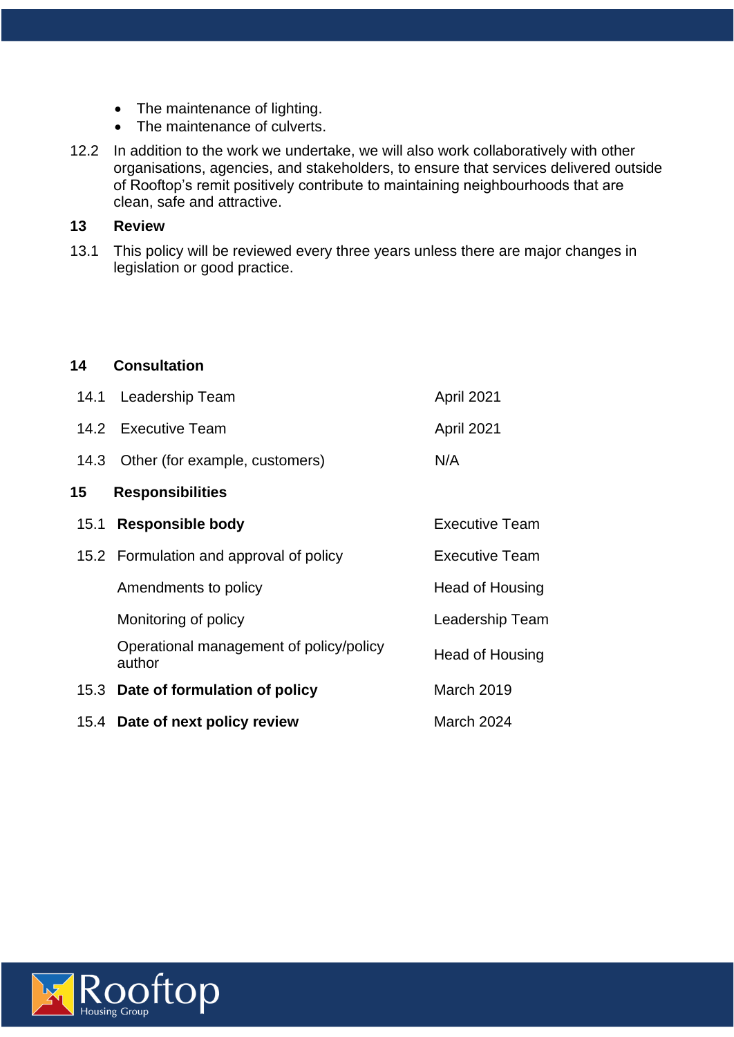- The maintenance of lighting.
- The maintenance of culverts.

12.2 In addition to the work we undertake, we will also work collaboratively with other organisations, agencies, and stakeholders, to ensure that services delivered outside of Rooftop's remit positively contribute to maintaining neighbourhoods that are clean, safe and attractive.

## 13 Review

13.1 This policy will be reviewed every three years unless there are major changes in legislation or good practice.

## 14 Consultation

| | | |
|---|---|---|
| 14.1 | Leadership Team | April 2021 |
| 14.2 | Executive Team | April 2021 |
| 14.3 | Other (for example, customers) | N/A |

## 15 Responsibilities

| | | |
|---|---|---|
| 15.1 | **Responsible body** | Executive Team |
| 15.2 | Formulation and approval of policy | Executive Team |
| | Amendments to policy | Head of Housing |
| | Monitoring of policy | Leadership Team |
| | Operational management of policy/policy author | Head of Housing |
| 15.3 | **Date of formulation of policy** | March 2019 |
| 15.4 | **Date of next policy review** | March 2024 |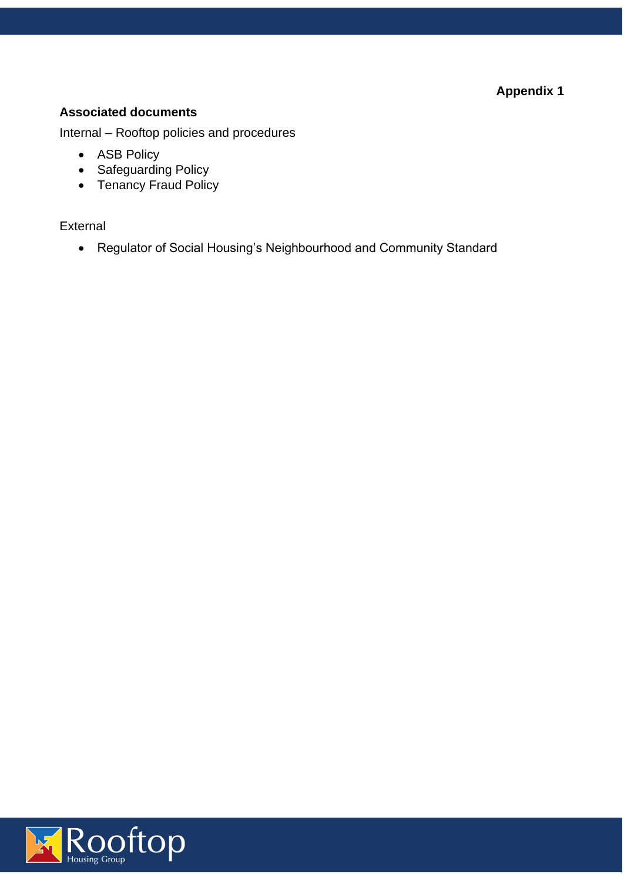**Appendix 1**

**Associated documents**

Internal – Rooftop policies and procedures

- ASB Policy
- Safeguarding Policy
- Tenancy Fraud Policy

External

- Regulator of Social Housing's Neighbourhood and Community Standard